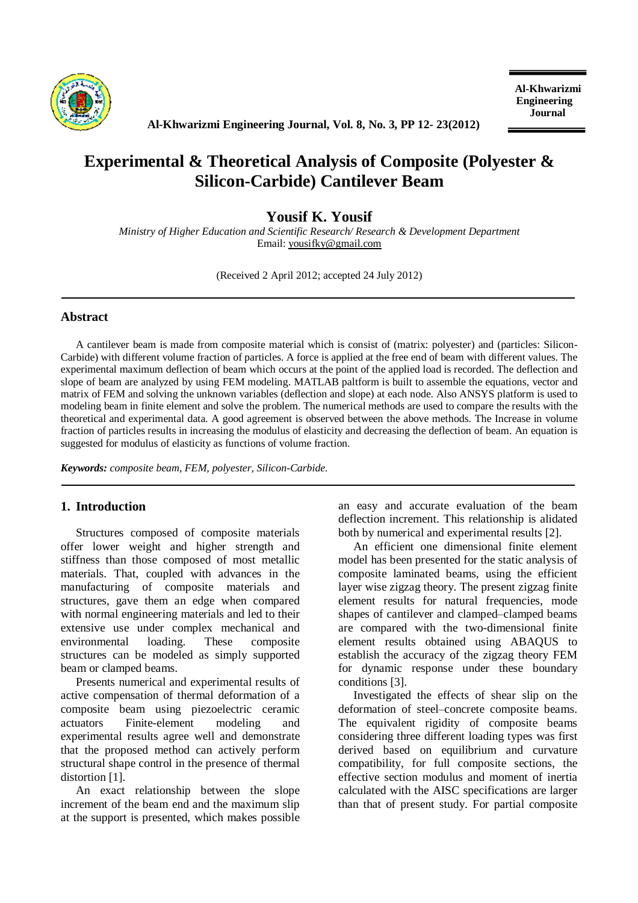# Experimental & Theoretical Analysis of Composite (Polyester & Silicon-Carbide) Cantilever Beam

**Yousif K. Yousif**

*Ministry of Higher Education and Scientific Research/ Research & Development Department*
Email: yousifky@gmail.com

(Received 2 April 2012; accepted 24 July 2012)

## Abstract

A cantilever beam is made from composite material which is consist of (matrix: polyester) and (particles: Silicon-Carbide) with different volume fraction of particles. A force is applied at the free end of beam with different values. The experimental maximum deflection of beam which occurs at the point of the applied load is recorded. The deflection and slope of beam are analyzed by using FEM modeling. MATLAB paltform is built to assemble the equations, vector and matrix of FEM and solving the unknown variables (deflection and slope) at each node. Also ANSYS platform is used to modeling beam in finite element and solve the problem. The numerical methods are used to compare the results with the theoretical and experimental data. A good agreement is observed between the above methods. The Increase in volume fraction of particles results in increasing the modulus of elasticity and decreasing the deflection of beam. An equation is suggested for modulus of elasticity as functions of volume fraction.

***Keywords:*** *composite beam, FEM, polyester, Silicon-Carbide.*

## 1. Introduction

Structures composed of composite materials offer lower weight and higher strength and stiffness than those composed of most metallic materials. That, coupled with advances in the manufacturing of composite materials and structures, gave them an edge when compared with normal engineering materials and led to their extensive use under complex mechanical and environmental loading. These composite structures can be modeled as simply supported beam or clamped beams.

Presents numerical and experimental results of active compensation of thermal deformation of a composite beam using piezoelectric ceramic actuators Finite-element modeling and experimental results agree well and demonstrate that the proposed method can actively perform structural shape control in the presence of thermal distortion [1].

An exact relationship between the slope increment of the beam end and the maximum slip at the support is presented, which makes possible an easy and accurate evaluation of the beam deflection increment. This relationship is alidated both by numerical and experimental results [2].

An efficient one dimensional finite element model has been presented for the static analysis of composite laminated beams, using the efficient layer wise zigzag theory. The present zigzag finite element results for natural frequencies, mode shapes of cantilever and clamped–clamped beams are compared with the two-dimensional finite element results obtained using ABAQUS to establish the accuracy of the zigzag theory FEM for dynamic response under these boundary conditions [3].

Investigated the effects of shear slip on the deformation of steel–concrete composite beams. The equivalent rigidity of composite beams considering three different loading types was first derived based on equilibrium and curvature compatibility, for full composite sections, the effective section modulus and moment of inertia calculated with the AISC specifications are larger than that of present study. For partial composite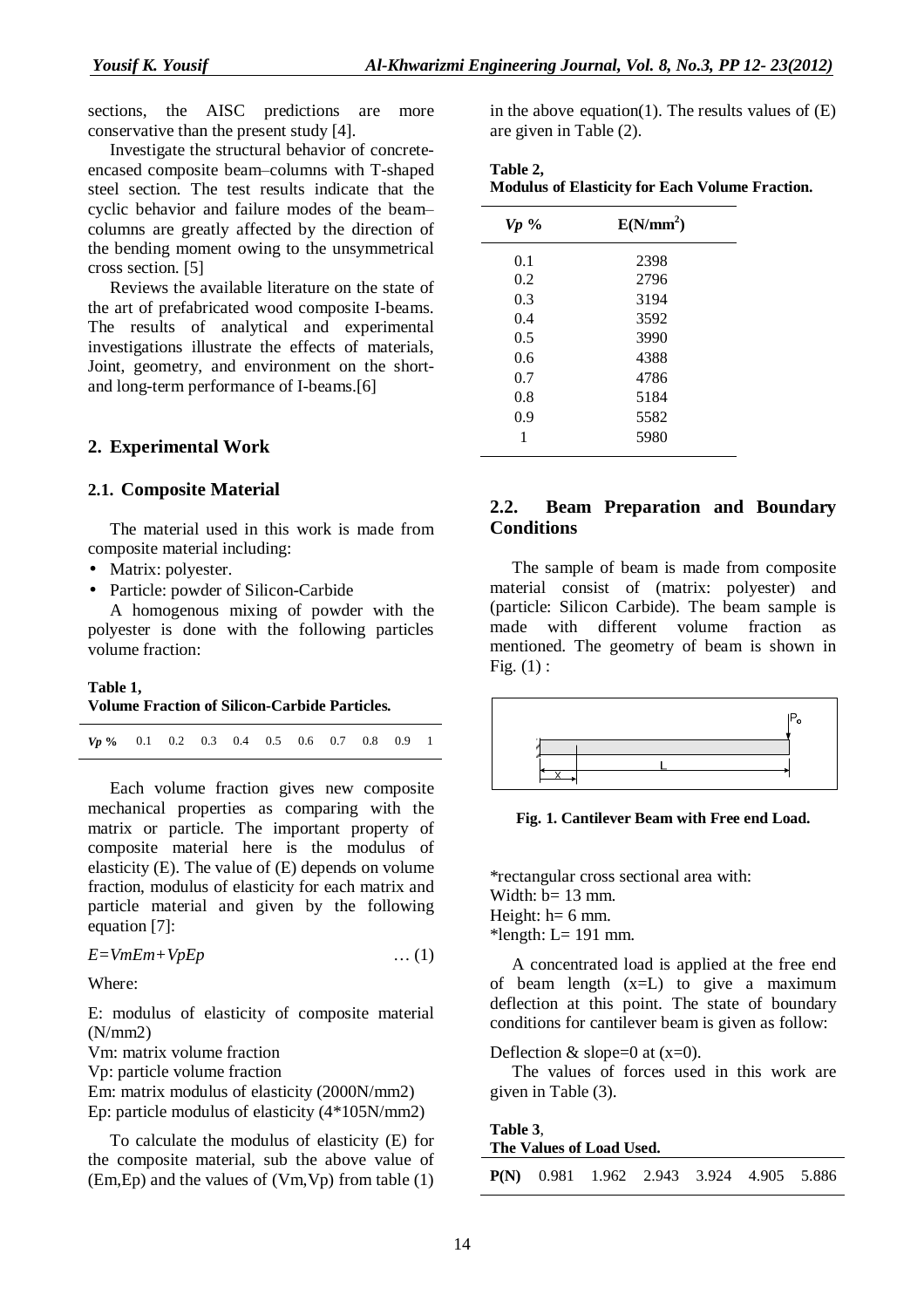sections, the AISC predictions are more conservative than the present study [4].

Investigate the structural behavior of concrete-encased composite beam–columns with T-shaped steel section. The test results indicate that the cyclic behavior and failure modes of the beam–columns are greatly affected by the direction of the bending moment owing to the unsymmetrical cross section. [5]

Reviews the available literature on the state of the art of prefabricated wood composite I-beams. The results of analytical and experimental investigations illustrate the effects of materials, Joint, geometry, and environment on the short- and long-term performance of I-beams.[6]

## 2. Experimental Work

### 2.1. Composite Material

The material used in this work is made from composite material including:

- Matrix: polyester.
- Particle: powder of Silicon-Carbide

A homogenous mixing of powder with the polyester is done with the following particles volume fraction:

**Table 1,**
**Volume Fraction of Silicon-Carbide Particles.**

| *Vp %* | 0.1 | 0.2 | 0.3 | 0.4 | 0.5 | 0.6 | 0.7 | 0.8 | 0.9 | 1 |
|---|---|---|---|---|---|---|---|---|---|---|

Each volume fraction gives new composite mechanical properties as comparing with the matrix or particle. The important property of composite material here is the modulus of elasticity (E). The value of (E) depends on volume fraction, modulus of elasticity for each matrix and particle material and given by the following equation [7]:

$$E=VmEm+VpEp \qquad \dots (1)$$

Where:

E: modulus of elasticity of composite material (N/mm2)

Vm: matrix volume fraction

Vp: particle volume fraction

Em: matrix modulus of elasticity (2000N/mm2)

Ep: particle modulus of elasticity (4*105N/mm2)

To calculate the modulus of elasticity (E) for the composite material, sub the above value of (Em,Ep) and the values of (Vm,Vp) from table (1) in the above equation(1). The results values of (E) are given in Table (2).

**Table 2,**
**Modulus of Elasticity for Each Volume Fraction.**

| *Vp %* | E(N/mm$^2$) |
|---|---|
| 0.1 | 2398 |
| 0.2 | 2796 |
| 0.3 | 3194 |
| 0.4 | 3592 |
| 0.5 | 3990 |
| 0.6 | 4388 |
| 0.7 | 4786 |
| 0.8 | 5184 |
| 0.9 | 5582 |
| 1 | 5980 |

### 2.2. Beam Preparation and Boundary Conditions

The sample of beam is made from composite material consist of (matrix: polyester) and (particle: Silicon Carbide). The beam sample is made with different volume fraction as mentioned. The geometry of beam is shown in Fig. (1) :

**Fig. 1. Cantilever Beam with Free end Load.**

*rectangular cross sectional area with:
Width: b= 13 mm.
Height: h= 6 mm.
*length: L= 191 mm.

A concentrated load is applied at the free end of beam length (x=L) to give a maximum deflection at this point. The state of boundary conditions for cantilever beam is given as follow:

Deflection & slope=0 at (x=0).

The values of forces used in this work are given in Table (3).

**Table 3,**
**The Values of Load Used.**

| **P(N)** | 0.981 | 1.962 | 2.943 | 3.924 | 4.905 | 5.886 |
|---|---|---|---|---|---|---|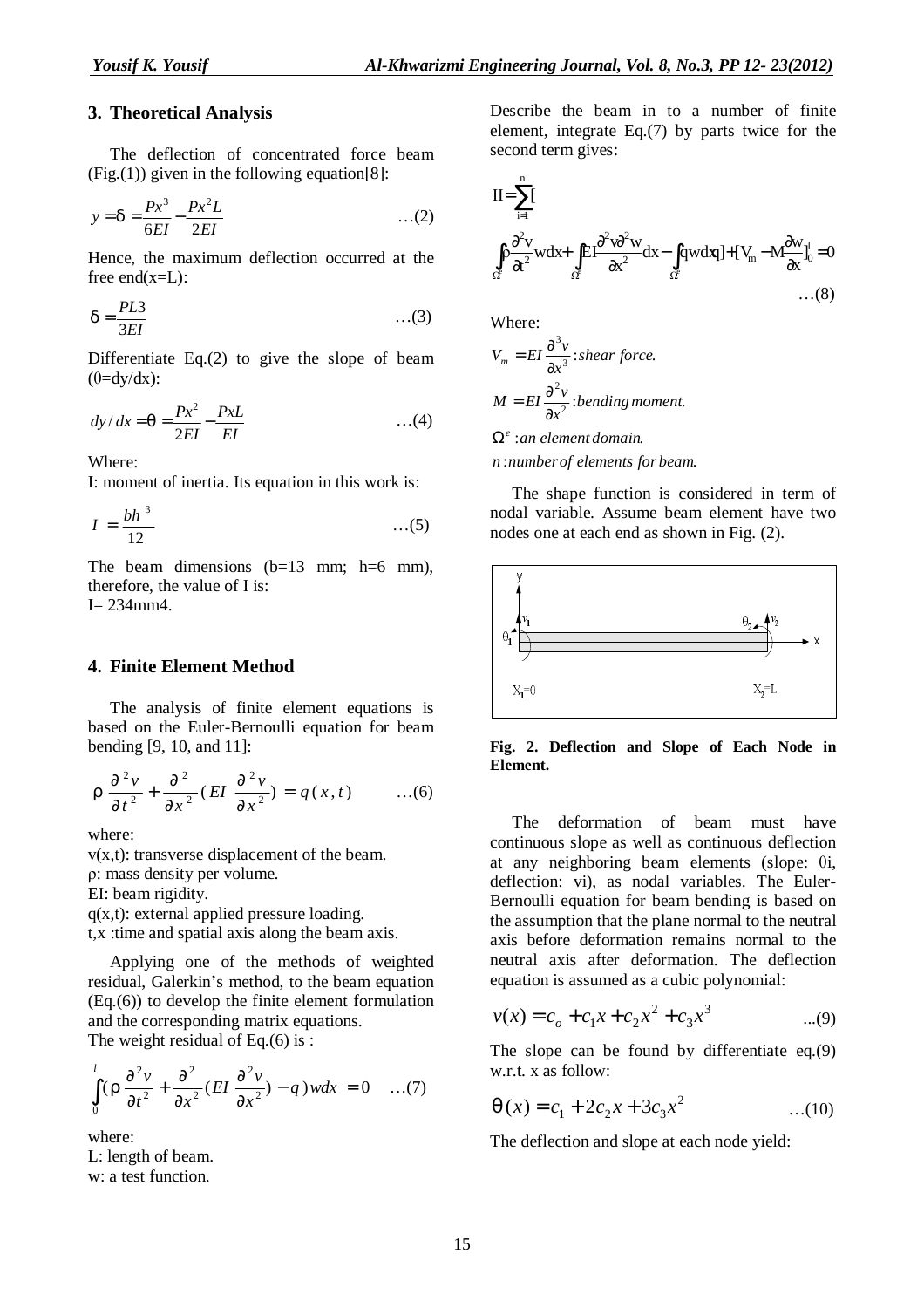## 3. Theoretical Analysis

The deflection of concentrated force beam (Fig.(1)) given in the following equation[8]:

$$y = \delta = \frac{Px^3}{6EI} - \frac{Px^2L}{2EI} \qquad \ldots(2)$$

Hence, the maximum deflection occurred at the free end(x=L):

$$\delta = \frac{PL3}{3EI} \qquad \ldots(3)$$

Differentiate Eq.(2) to give the slope of beam ($\theta$=dy/dx):

$$dy/dx = \theta = \frac{Px^2}{2EI} - \frac{PxL}{EI} \qquad \ldots(4)$$

Where:

I: moment of inertia. Its equation in this work is:

$$I = \frac{bh^3}{12} \qquad \ldots(5)$$

The beam dimensions (b=13 mm; h=6 mm), therefore, the value of I is:

I= 234mm4.

## 4. Finite Element Method

The analysis of finite element equations is based on the Euler-Bernoulli equation for beam bending [9, 10, and 11]:

$$\rho \frac{\partial^2 v}{\partial t^2} + \frac{\partial^2}{\partial x^2}(EI \frac{\partial^2 v}{\partial x^2}) = q(x,t) \qquad \ldots(6)$$

where:

v(x,t): transverse displacement of the beam.

$\rho$: mass density per volume.

EI: beam rigidity.

q(x,t): external applied pressure loading.

t,x :time and spatial axis along the beam axis.

Applying one of the methods of weighted residual, Galerkin's method, to the beam equation (Eq.(6)) to develop the finite element formulation and the corresponding matrix equations.

The weight residual of Eq.(6) is :

$$\int_0^l (\rho \frac{\partial^2 v}{\partial t^2} + \frac{\partial^2}{\partial x^2}(EI \frac{\partial^2 v}{\partial x^2}) - q)w dx = 0 \qquad \ldots(7)$$

where:

L: length of beam.

w: a test function.

Describe the beam in to a number of finite element, integrate Eq.(7) by parts twice for the second term gives:

$$\mathrm{II} = \sum_{i=1}^{n} [ \int_{\Omega^e} \rho \frac{\partial^2 v}{\partial t^2} w dx + \int_{\Omega^e} EI \frac{\partial^2 v \partial^2 w}{\partial x^2} dx - \int_{\Omega^e} qwdx] + [V_m - M \frac{\partial w}{\partial x}]_0^l = 0 \qquad \ldots(8)$$

Where:

$V_m = EI \frac{\partial^3 v}{\partial x^3}$ : *shear force.*

$M = EI \frac{\partial^2 v}{\partial x^2}$ : *bending moment.*

$\Omega^e$ : *an element domain.*

$n$ : *number of elements for beam.*

The shape function is considered in term of nodal variable. Assume beam element have two nodes one at each end as shown in Fig. (2).

**Fig. 2. Deflection and Slope of Each Node in Element.**

The deformation of beam must have continuous slope as well as continuous deflection at any neighboring beam elements (slope: $\theta_i$, deflection: $v_i$), as nodal variables. The Euler-Bernoulli equation for beam bending is based on the assumption that the plane normal to the neutral axis before deformation remains normal to the neutral axis after deformation. The deflection equation is assumed as a cubic polynomial:

$$v(x) = c_o + c_1 x + c_2 x^2 + c_3 x^3 \qquad \ldots(9)$$

The slope can be found by differentiate eq.(9) w.r.t. x as follow:

$$\theta(x) = c_1 + 2c_2 x + 3c_3 x^2 \qquad \ldots(10)$$

The deflection and slope at each node yield: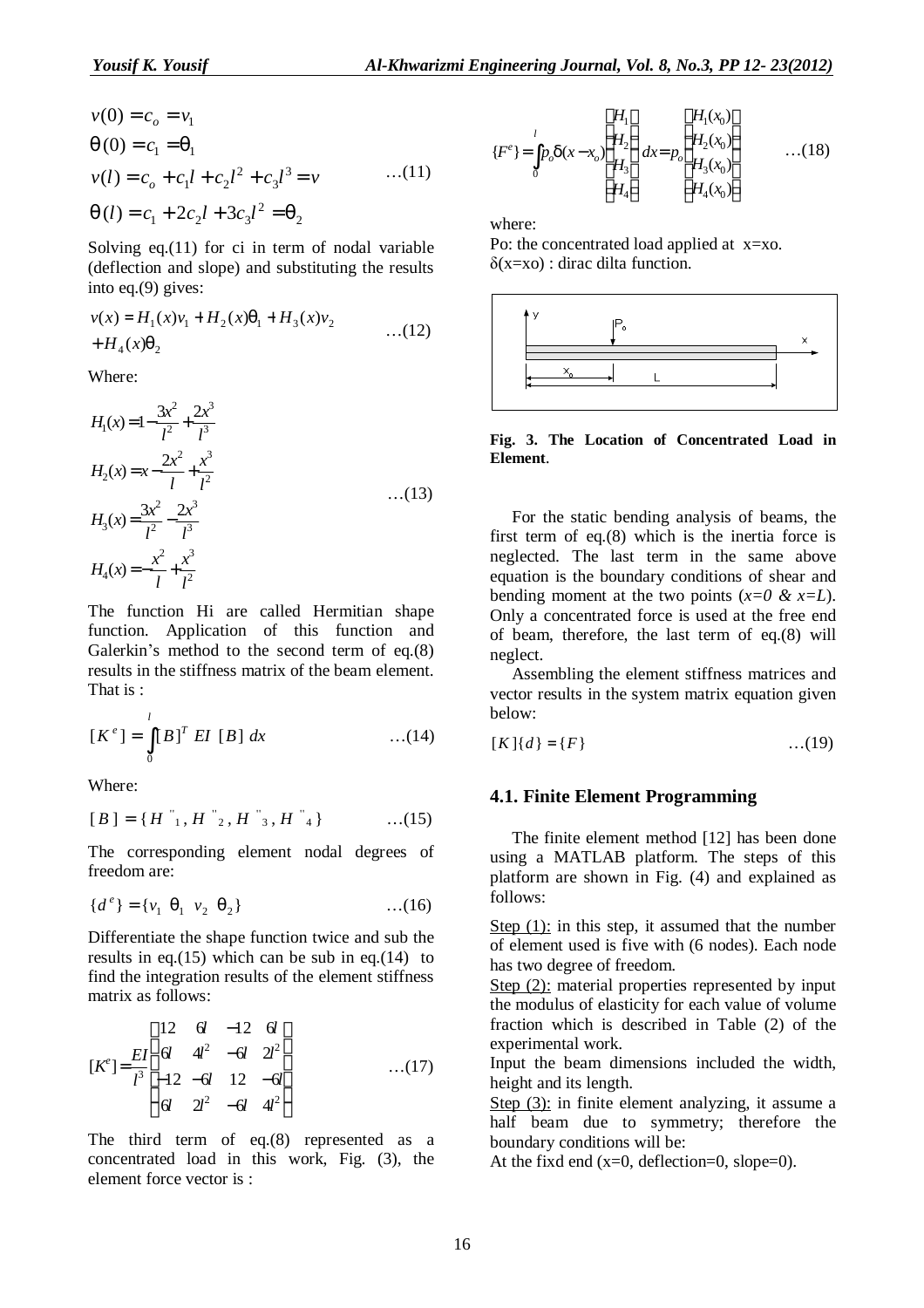$$v(0) = c_o = v_1$$
$$\theta(0) = c_1 = \theta_1$$
$$v(l) = c_o + c_1 l + c_2 l^2 + c_3 l^3 = v \qquad \ldots(11)$$
$$\theta(l) = c_1 + 2c_2 l + 3c_3 l^2 = \theta_2$$

Solving eq.(11) for ci in term of nodal variable (deflection and slope) and substituting the results into eq.(9) gives:

$$v(x) = H_1(x)v_1 + H_2(x)\theta_1 + H_3(x)v_2 + H_4(x)\theta_2 \qquad \ldots(12)$$

Where:

$$H_1(x) = 1 - \frac{3x^2}{l^2} + \frac{2x^3}{l^3}$$
$$H_2(x) = x - \frac{2x^2}{l} + \frac{x^3}{l^2}$$
$$H_3(x) = \frac{3x^2}{l^2} - \frac{2x^3}{l^3} \qquad \ldots(13)$$
$$H_4(x) = -\frac{x^2}{l} + \frac{x^3}{l^2}$$

The function Hi are called Hermitian shape function. Application of this function and Galerkin's method to the second term of eq.(8) results in the stiffness matrix of the beam element. That is :

$$[K^e] = \int_0^l [B]^T \; EI \; [B] \; dx \qquad \ldots(14)$$

Where:

$$[B] = \{H''_1, H''_2, H''_3, H''_4\} \qquad \ldots(15)$$

The corresponding element nodal degrees of freedom are:

$$\{d^e\} = \{v_1 \;\; \theta_1 \;\; v_2 \;\; \theta_2\} \qquad \ldots(16)$$

Differentiate the shape function twice and sub the results in eq.(15) which can be sub in eq.(14) to find the integration results of the element stiffness matrix as follows:

$$[K^e] = \frac{EI}{l^3}\begin{bmatrix} 12 & 6l & -12 & 6l \\ 6l & 4l^2 & -6l & 2l^2 \\ -12 & -6l & 12 & -6l \\ 6l & 2l^2 & -6l & 4l^2 \end{bmatrix} \qquad \ldots(17)$$

The third term of eq.(8) represented as a concentrated load in this work, Fig. (3), the element force vector is :

$$\{F^e\} = \int_0^l p_o \delta(x - x_o)\begin{Bmatrix} H_1 \\ H_2 \\ H_3 \\ H_4 \end{Bmatrix} dx = p_o \begin{Bmatrix} H_1(x_0) \\ H_2(x_0) \\ H_3(x_0) \\ H_4(x_0) \end{Bmatrix} \qquad \ldots(18)$$

where:

Po: the concentrated load applied at x=xo.

$\delta$(x=xo) : dirac dilta function.

**Fig. 3. The Location of Concentrated Load in Element**.

For the static bending analysis of beams, the first term of eq.(8) which is the inertia force is neglected. The last term in the same above equation is the boundary conditions of shear and bending moment at the two points (*x=0 & x=L*). Only a concentrated force is used at the free end of beam, therefore, the last term of eq.(8) will neglect.

Assembling the element stiffness matrices and vector results in the system matrix equation given below:

$$[K]\{d\} = \{F\} \qquad \ldots(19)$$

### 4.1. Finite Element Programming

The finite element method [12] has been done using a MATLAB platform. The steps of this platform are shown in Fig. (4) and explained as follows:

Step (1): in this step, it assumed that the number of element used is five with (6 nodes). Each node has two degree of freedom.

Step (2): material properties represented by input the modulus of elasticity for each value of volume fraction which is described in Table (2) of the experimental work.

Input the beam dimensions included the width, height and its length.

Step (3): in finite element analyzing, it assume a half beam due to symmetry; therefore the boundary conditions will be:

At the fixd end (x=0, deflection=0, slope=0).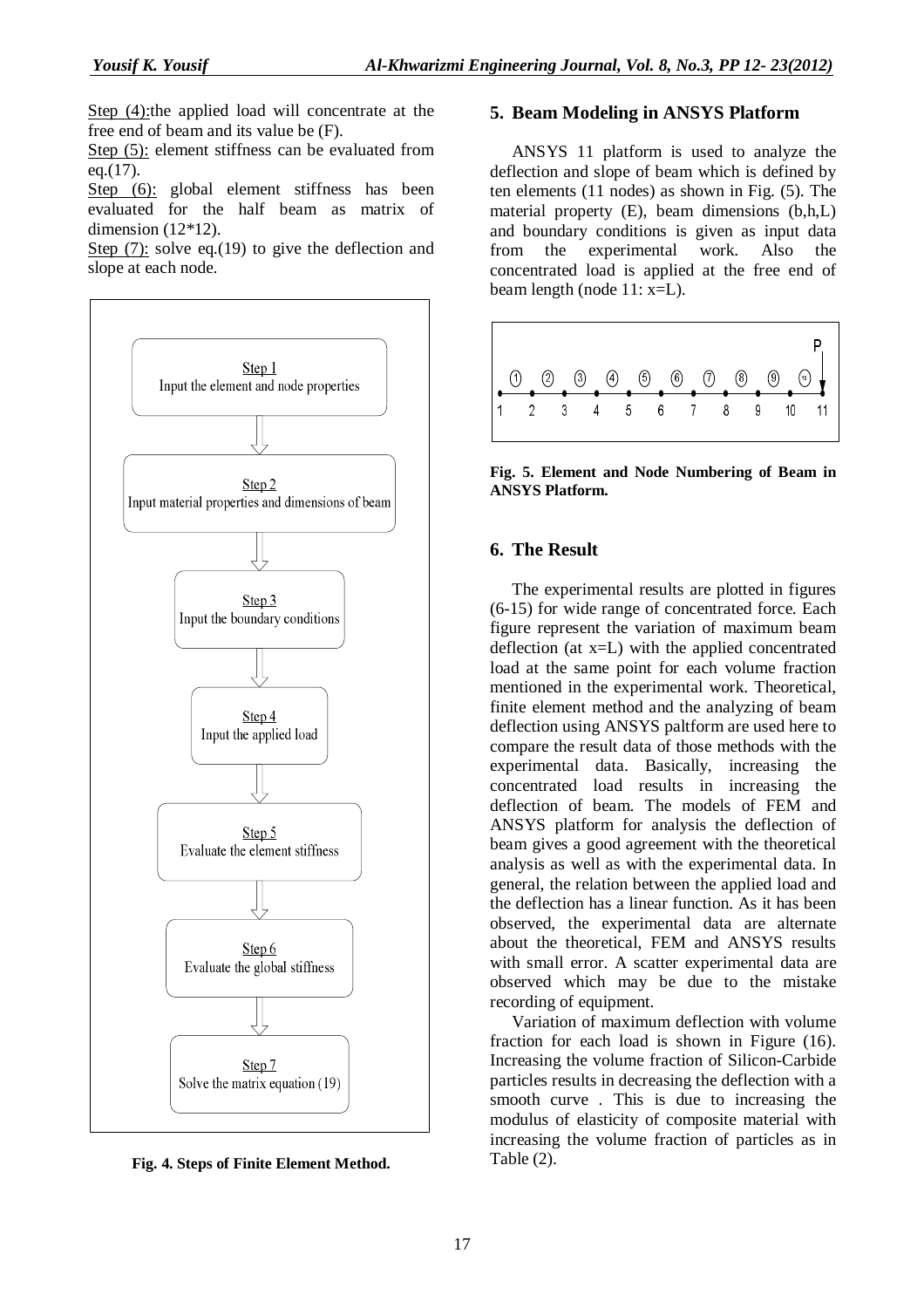Step (4): the applied load will concentrate at the free end of beam and its value be (F).

Step (5): element stiffness can be evaluated from eq.(17).

Step (6): global element stiffness has been evaluated for the half beam as matrix of dimension (12*12).

Step (7): solve eq.(19) to give the deflection and slope at each node.

Step 1
Input the element and node properties

Step 2
Input material properties and dimensions of beam

Step 3
Input the boundary conditions

Step 4
Input the applied load

Step 5
Evaluate the element stiffness

Step 6
Evaluate the global stiffness

Step 7
Solve the matrix equation (19)

**Fig. 4. Steps of Finite Element Method.**

## 5. Beam Modeling in ANSYS Platform

ANSYS 11 platform is used to analyze the deflection and slope of beam which is defined by ten elements (11 nodes) as shown in Fig. (5). The material property (E), beam dimensions (b,h,L) and boundary conditions is given as input data from the experimental work. Also the concentrated load is applied at the free end of beam length (node 11: x=L).

**Fig. 5. Element and Node Numbering of Beam in ANSYS Platform.**

## 6. The Result

The experimental results are plotted in figures (6-15) for wide range of concentrated force. Each figure represent the variation of maximum beam deflection (at x=L) with the applied concentrated load at the same point for each volume fraction mentioned in the experimental work. Theoretical, finite element method and the analyzing of beam deflection using ANSYS paltform are used here to compare the result data of those methods with the experimental data. Basically, increasing the concentrated load results in increasing the deflection of beam. The models of FEM and ANSYS platform for analysis the deflection of beam gives a good agreement with the theoretical analysis as well as with the experimental data. In general, the relation between the applied load and the deflection has a linear function. As it has been observed, the experimental data are alternate about the theoretical, FEM and ANSYS results with small error. A scatter experimental data are observed which may be due to the mistake recording of equipment.

Variation of maximum deflection with volume fraction for each load is shown in Figure (16). Increasing the volume fraction of Silicon-Carbide particles results in decreasing the deflection with a smooth curve . This is due to increasing the modulus of elasticity of composite material with increasing the volume fraction of particles as in Table (2).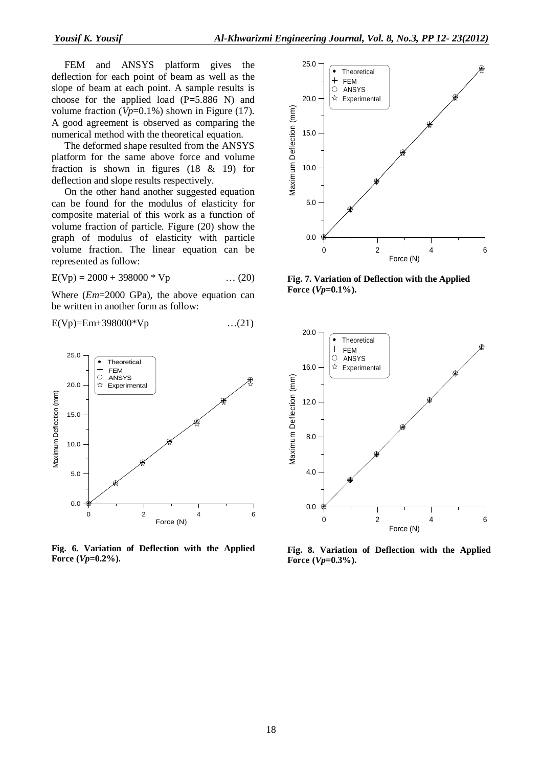FEM and ANSYS platform gives the deflection for each point of beam as well as the slope of beam at each point. A sample results is choose for the applied load (P=5.886 N) and volume fraction ($Vp$=0.1%) shown in Figure (17). A good agreement is observed as comparing the numerical method with the theoretical equation.

The deformed shape resulted from the ANSYS platform for the same above force and volume fraction is shown in figures (18 & 19) for deflection and slope results respectively.

On the other hand another suggested equation can be found for the modulus of elasticity for composite material of this work as a function of volume fraction of particle. Figure (20) show the graph of modulus of elasticity with particle volume fraction. The linear equation can be represented as follow:

$$E(Vp) = 2000 + 398000 * Vp \qquad \ldots (20)$$

Where ($Em$=2000 GPa), the above equation can be written in another form as follow:

$$E(Vp)=Em+398000*Vp \qquad \ldots(21)$$

**Fig. 6. Variation of Deflection with the Applied Force ($Vp$=0.2%).**

**Fig. 7. Variation of Deflection with the Applied Force ($Vp$=0.1%).**

**Fig. 8. Variation of Deflection with the Applied Force ($Vp$=0.3%).**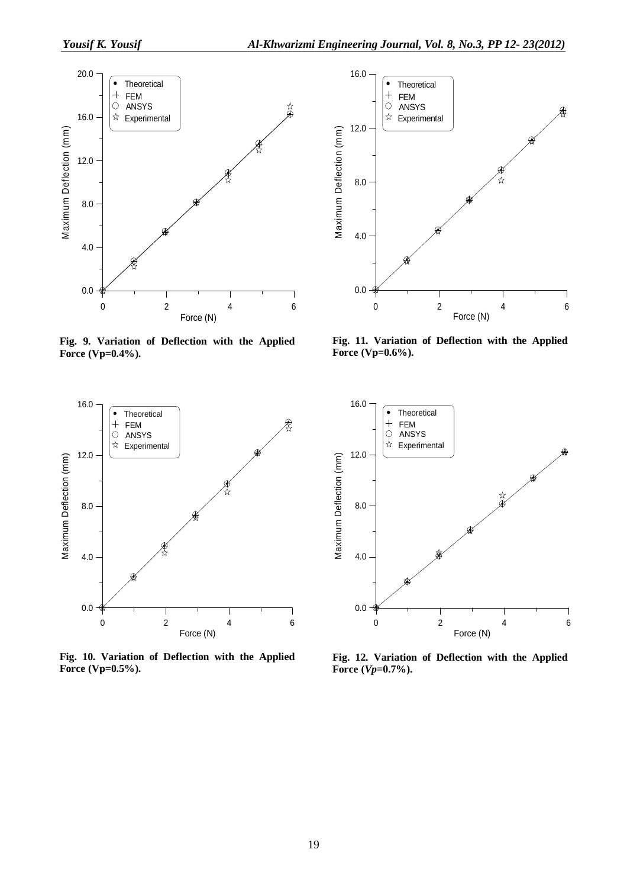Fig. 9. Variation of Deflection with the Applied Force (Vp=0.4%).

Fig. 11. Variation of Deflection with the Applied Force (Vp=0.6%).

Fig. 10. Variation of Deflection with the Applied Force (Vp=0.5%).

Fig. 12. Variation of Deflection with the Applied Force (*Vp*=0.7%).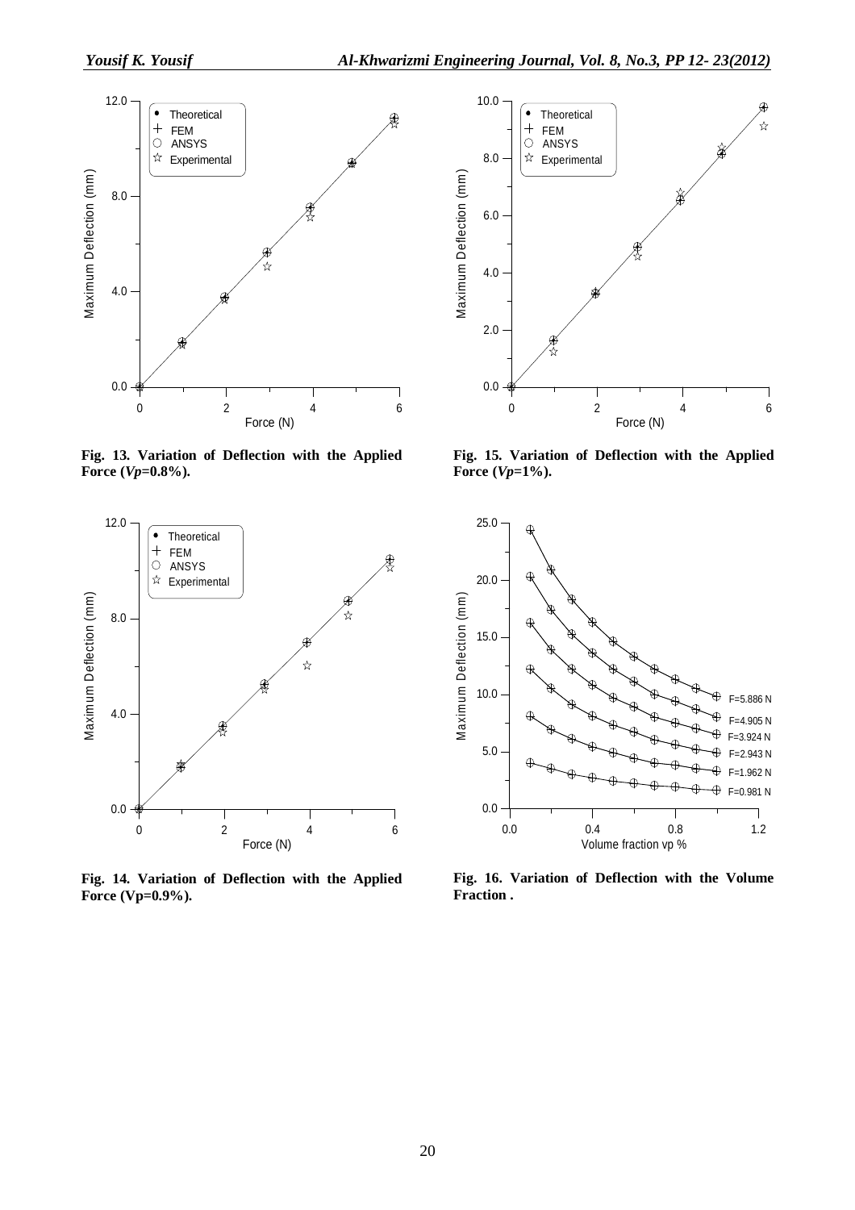**Fig. 13. Variation of Deflection with the Applied Force (*Vp*=0.8%).**

**Fig. 14. Variation of Deflection with the Applied Force (Vp=0.9%).**

**Fig. 15. Variation of Deflection with the Applied Force (*Vp*=1%).**

**Fig. 16. Variation of Deflection with the Volume Fraction .**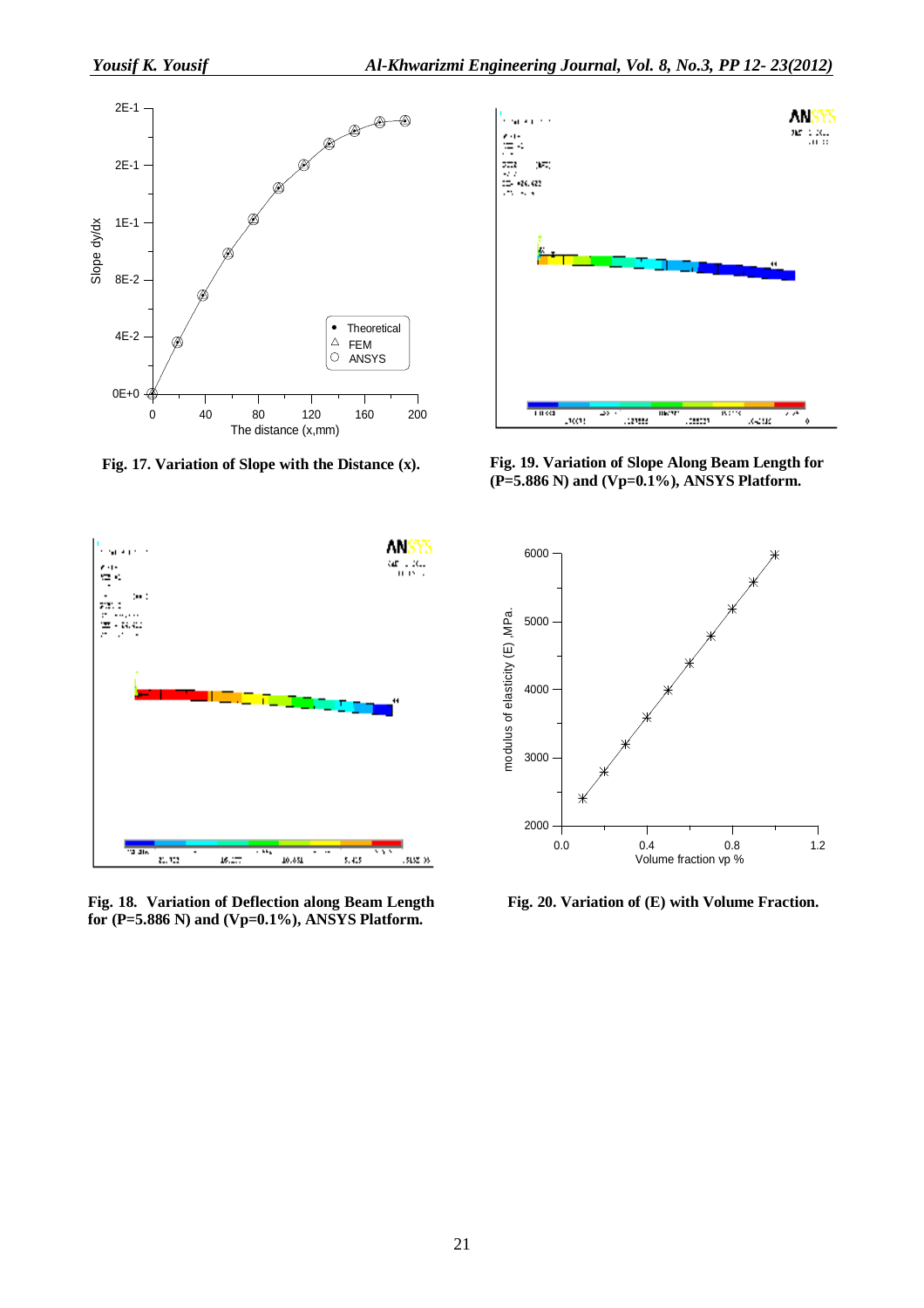**Fig. 17. Variation of Slope with the Distance (x).**

**Fig. 19. Variation of Slope Along Beam Length for (P=5.886 N) and (Vp=0.1%), ANSYS Platform.**

**Fig. 18. Variation of Deflection along Beam Length for (P=5.886 N) and (Vp=0.1%), ANSYS Platform.**

**Fig. 20. Variation of (E) with Volume Fraction.**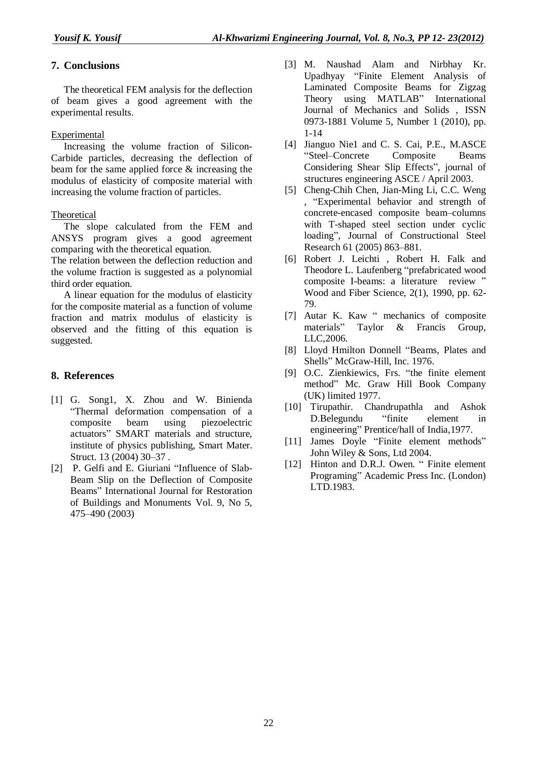## 7. Conclusions

The theoretical FEM analysis for the deflection of beam gives a good agreement with the experimental results.

Experimental

Increasing the volume fraction of Silicon-Carbide particles, decreasing the deflection of beam for the same applied force & increasing the modulus of elasticity of composite material with increasing the volume fraction of particles.

Theoretical

The slope calculated from the FEM and ANSYS program gives a good agreement comparing with the theoretical equation.

The relation between the deflection reduction and the volume fraction is suggested as a polynomial third order equation.

A linear equation for the modulus of elasticity for the composite material as a function of volume fraction and matrix modulus of elasticity is observed and the fitting of this equation is suggested.

## 8. References

[1] G. Song1, X. Zhou and W. Binienda "Thermal deformation compensation of a composite beam using piezoelectric actuators" SMART materials and structure, institute of physics publishing, Smart Mater. Struct. 13 (2004) 30–37 .

[2] P. Gelfi and E. Giuriani "Influence of Slab-Beam Slip on the Deflection of Composite Beams" International Journal for Restoration of Buildings and Monuments Vol. 9, No 5, 475–490 (2003)

[3] M. Naushad Alam and Nirbhay Kr. Upadhyay "Finite Element Analysis of Laminated Composite Beams for Zigzag Theory using MATLAB" International Journal of Mechanics and Solids , ISSN 0973-1881 Volume 5, Number 1 (2010), pp. 1-14

[4] Jianguo Nie1 and C. S. Cai, P.E., M.ASCE "Steel–Concrete Composite Beams Considering Shear Slip Effects", journal of structures engineering ASCE / April 2003.

[5] Cheng-Chih Chen, Jian-Ming Li, C.C. Weng , "Experimental behavior and strength of concrete-encased composite beam–columns with T-shaped steel section under cyclic loading", Journal of Constructional Steel Research 61 (2005) 863–881.

[6] Robert J. Leichti , Robert H. Falk and Theodore L. Laufenberg "prefabricated wood composite I-beams: a literature review " Wood and Fiber Science, 2(1), 1990, pp. 62-79.

[7] Autar K. Kaw " mechanics of composite materials" Taylor & Francis Group, LLC,2006.

[8] Lloyd Hmilton Donnell "Beams, Plates and Shells" McGraw-Hill, Inc. 1976.

[9] O.C. Zienkiewics, Frs. "the finite element method" Mc. Graw Hill Book Company (UK) limited 1977.

[10] Tirupathir. Chandrupathla and Ashok D.Belegundu "finite element in engineering" Prentice/hall of India,1977.

[11] James Doyle "Finite element methods" John Wiley & Sons, Ltd 2004.

[12] Hinton and D.R.J. Owen. " Finite element Programing" Academic Press Inc. (London) LTD.1983.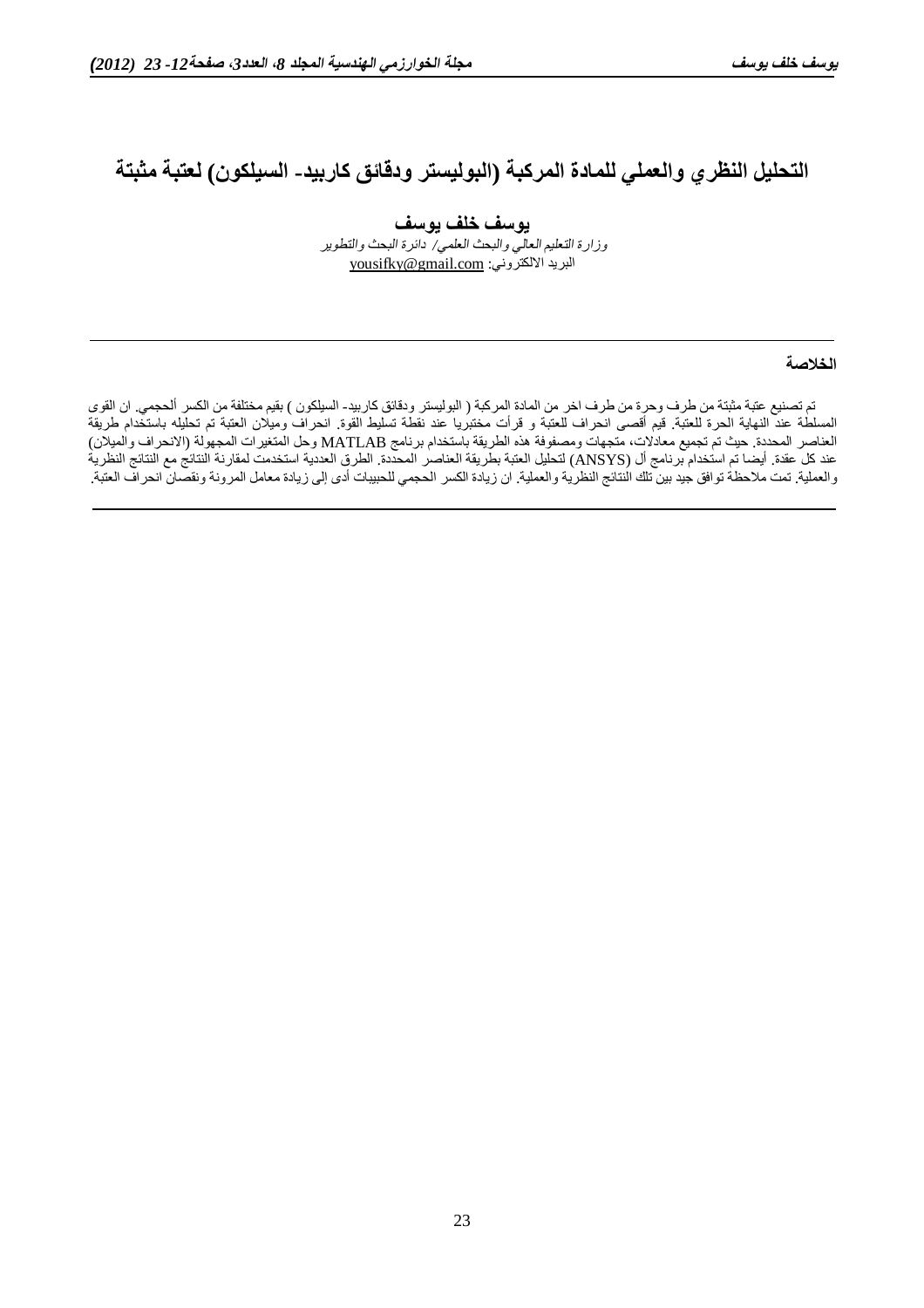# التحليل النظري والعملي للمادة المركبة (البوليستر ودقائق كاربيد- السيلكون) لعتبة مثبتة

**يوسف خلف يوسف**

*وزارة التعليم العالي والبحث العلمي/ دائرة البحث والتطوير*

البريد الالكتروني: yousifky@gmail.com

## الخلاصة

تم تصنيع عتبة مثبتة من طرف وحرة من طرف اخر من المادة المركبة ( البوليستر ودقائق كاربيد- السيلكون ) بقيم مختلفة من الكسر ألحجمي. ان القوى المسلطة عند النهاية الحرة للعتبة. قيم أقصى انحراف للعتبة و قرأت مختبريا عند نقطة تسليط القوة. انحراف وميلان العتبة تم تحليله باستخدام طريقة العناصر المحددة. حيث تم تجميع معادلات، متجهات ومصفوفة هذه الطريقة باستخدام برنامج MATLAB وحل المتغيرات المجهولة (الانحراف والميلان) عند كل عقدة. أيضا تم استخدام برنامج أل (ANSYS) لتحليل العتبة بطريقة العناصر المحددة. الطرق العددية استخدمت لمقارنة النتائج مع النتائج النظرية والعملية. تمت ملاحظة توافق جيد بين تلك النتائج النظرية والعملية. ان زيادة الكسر الحجمي للحبيبات أدى إلى زيادة معامل المرونة ونقصان انحراف العتبة.